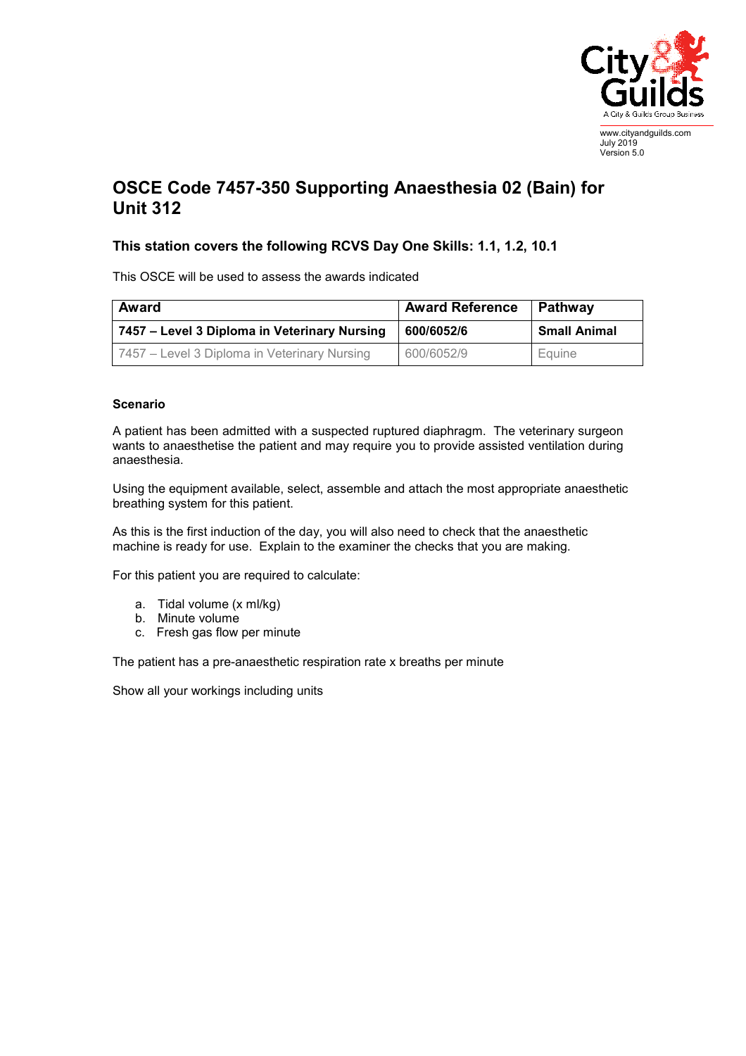www.cityandguilds.com
July 2019
Version 5.0

# OSCE Code 7457-350 Supporting Anaesthesia 02 (Bain) for Unit 312

### This station covers the following RCVS Day One Skills: 1.1, 1.2, 10.1

This OSCE will be used to assess the awards indicated

| Award | Award Reference | Pathway |
|---|---|---|
| **7457 – Level 3 Diploma in Veterinary Nursing** | **600/6052/6** | **Small Animal** |
| 7457 – Level 3 Diploma in Veterinary Nursing | 600/6052/9 | Equine |

**Scenario**

A patient has been admitted with a suspected ruptured diaphragm. The veterinary surgeon wants to anaesthetise the patient and may require you to provide assisted ventilation during anaesthesia.

Using the equipment available, select, assemble and attach the most appropriate anaesthetic breathing system for this patient.

As this is the first induction of the day, you will also need to check that the anaesthetic machine is ready for use. Explain to the examiner the checks that you are making.

For this patient you are required to calculate:

a. Tidal volume (x ml/kg)
b. Minute volume
c. Fresh gas flow per minute

The patient has a pre-anaesthetic respiration rate x breaths per minute

Show all your workings including units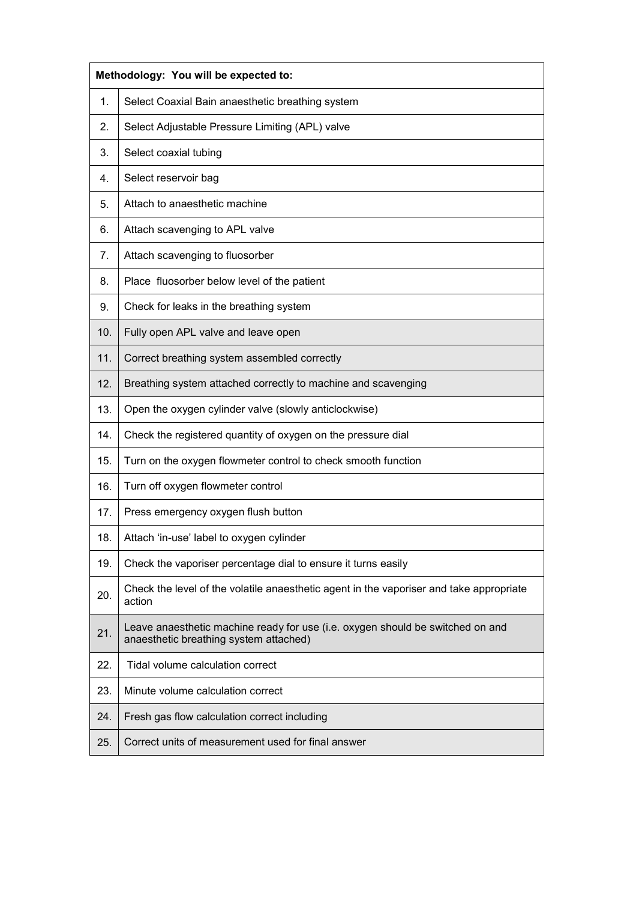| Methodology: You will be expected to: | |
|---|---|
| 1. | Select Coaxial Bain anaesthetic breathing system |
| 2. | Select Adjustable Pressure Limiting (APL) valve |
| 3. | Select coaxial tubing |
| 4. | Select reservoir bag |
| 5. | Attach to anaesthetic machine |
| 6. | Attach scavenging to APL valve |
| 7. | Attach scavenging to fluosorber |
| 8. | Place fluosorber below level of the patient |
| 9. | Check for leaks in the breathing system |
| 10. | Fully open APL valve and leave open |
| 11. | Correct breathing system assembled correctly |
| 12. | Breathing system attached correctly to machine and scavenging |
| 13. | Open the oxygen cylinder valve (slowly anticlockwise) |
| 14. | Check the registered quantity of oxygen on the pressure dial |
| 15. | Turn on the oxygen flowmeter control to check smooth function |
| 16. | Turn off oxygen flowmeter control |
| 17. | Press emergency oxygen flush button |
| 18. | Attach 'in-use' label to oxygen cylinder |
| 19. | Check the vaporiser percentage dial to ensure it turns easily |
| 20. | Check the level of the volatile anaesthetic agent in the vaporiser and take appropriate action |
| 21. | Leave anaesthetic machine ready for use (i.e. oxygen should be switched on and anaesthetic breathing system attached) |
| 22. | Tidal volume calculation correct |
| 23. | Minute volume calculation correct |
| 24. | Fresh gas flow calculation correct including |
| 25. | Correct units of measurement used for final answer |